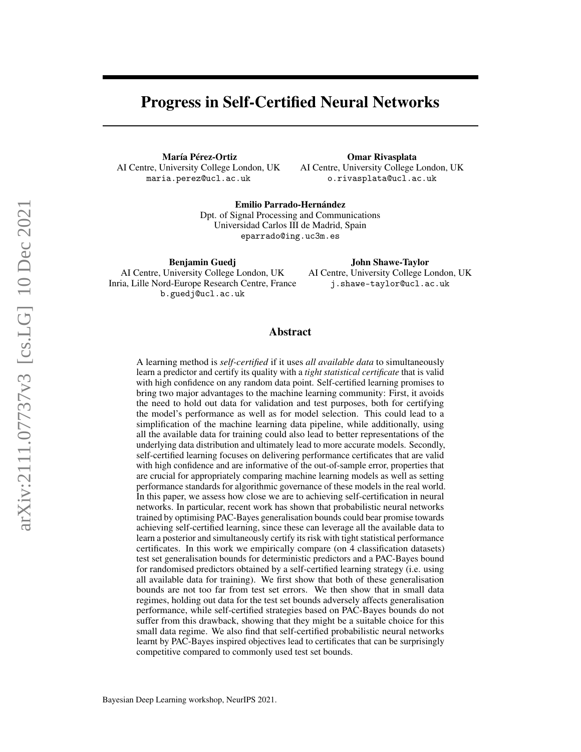# Progress in Self-Certified Neural Networks

**María Pérez-Ortiz**
AI Centre, University College London, UK
maria.perez@ucl.ac.uk

**Omar Rivasplata**
AI Centre, University College London, UK
o.rivasplata@ucl.ac.uk

**Emilio Parrado-Hernández**
Dpt. of Signal Processing and Communications
Universidad Carlos III de Madrid, Spain
eparrado@ing.uc3m.es

**Benjamin Guedj**
AI Centre, University College London, UK
Inria, Lille Nord-Europe Research Centre, France
b.guedj@ucl.ac.uk

**John Shawe-Taylor**
AI Centre, University College London, UK
j.shawe-taylor@ucl.ac.uk

## Abstract

A learning method is *self-certified* if it uses *all available data* to simultaneously learn a predictor and certify its quality with a *tight statistical certificate* that is valid with high confidence on any random data point. Self-certified learning promises to bring two major advantages to the machine learning community: First, it avoids the need to hold out data for validation and test purposes, both for certifying the model's performance as well as for model selection. This could lead to a simplification of the machine learning data pipeline, while additionally, using all the available data for training could also lead to better representations of the underlying data distribution and ultimately lead to more accurate models. Secondly, self-certified learning focuses on delivering performance certificates that are valid with high confidence and are informative of the out-of-sample error, properties that are crucial for appropriately comparing machine learning models as well as setting performance standards for algorithmic governance of these models in the real world. In this paper, we assess how close we are to achieving self-certification in neural networks. In particular, recent work has shown that probabilistic neural networks trained by optimising PAC-Bayes generalisation bounds could bear promise towards achieving self-certified learning, since these can leverage all the available data to learn a posterior and simultaneously certify its risk with tight statistical performance certificates. In this work we empirically compare (on 4 classification datasets) test set generalisation bounds for deterministic predictors and a PAC-Bayes bound for randomised predictors obtained by a self-certified learning strategy (i.e. using all available data for training). We first show that both of these generalisation bounds are not too far from test set errors. We then show that in small data regimes, holding out data for the test set bounds adversely affects generalisation performance, while self-certified strategies based on PAC-Bayes bounds do not suffer from this drawback, showing that they might be a suitable choice for this small data regime. We also find that self-certified probabilistic neural networks learnt by PAC-Bayes inspired objectives lead to certificates that can be surprisingly competitive compared to commonly used test set bounds.

Bayesian Deep Learning workshop, NeurIPS 2021.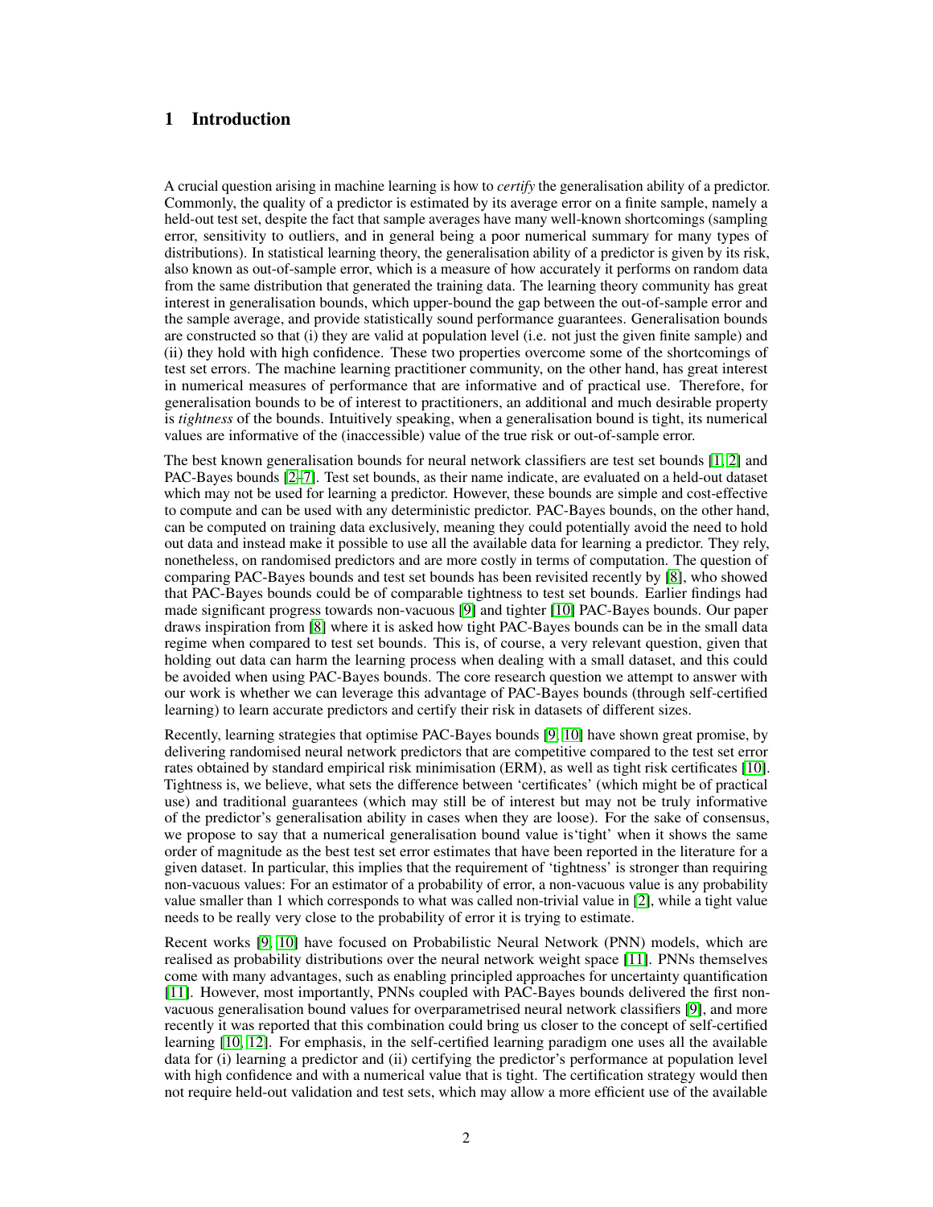# 1 Introduction

A crucial question arising in machine learning is how to *certify* the generalisation ability of a predictor. Commonly, the quality of a predictor is estimated by its average error on a finite sample, namely a held-out test set, despite the fact that sample averages have many well-known shortcomings (sampling error, sensitivity to outliers, and in general being a poor numerical summary for many types of distributions). In statistical learning theory, the generalisation ability of a predictor is given by its risk, also known as out-of-sample error, which is a measure of how accurately it performs on random data from the same distribution that generated the training data. The learning theory community has great interest in generalisation bounds, which upper-bound the gap between the out-of-sample error and the sample average, and provide statistically sound performance guarantees. Generalisation bounds are constructed so that (i) they are valid at population level (i.e. not just the given finite sample) and (ii) they hold with high confidence. These two properties overcome some of the shortcomings of test set errors. The machine learning practitioner community, on the other hand, has great interest in numerical measures of performance that are informative and of practical use. Therefore, for generalisation bounds to be of interest to practitioners, an additional and much desirable property is *tightness* of the bounds. Intuitively speaking, when a generalisation bound is tight, its numerical values are informative of the (inaccessible) value of the true risk or out-of-sample error.

The best known generalisation bounds for neural network classifiers are test set bounds [1, 2] and PAC-Bayes bounds [2–7]. Test set bounds, as their name indicate, are evaluated on a held-out dataset which may not be used for learning a predictor. However, these bounds are simple and cost-effective to compute and can be used with any deterministic predictor. PAC-Bayes bounds, on the other hand, can be computed on training data exclusively, meaning they could potentially avoid the need to hold out data and instead make it possible to use all the available data for learning a predictor. They rely, nonetheless, on randomised predictors and are more costly in terms of computation. The question of comparing PAC-Bayes bounds and test set bounds has been revisited recently by [8], who showed that PAC-Bayes bounds could be of comparable tightness to test set bounds. Earlier findings had made significant progress towards non-vacuous [9] and tighter [10] PAC-Bayes bounds. Our paper draws inspiration from [8] where it is asked how tight PAC-Bayes bounds can be in the small data regime when compared to test set bounds. This is, of course, a very relevant question, given that holding out data can harm the learning process when dealing with a small dataset, and this could be avoided when using PAC-Bayes bounds. The core research question we attempt to answer with our work is whether we can leverage this advantage of PAC-Bayes bounds (through self-certified learning) to learn accurate predictors and certify their risk in datasets of different sizes.

Recently, learning strategies that optimise PAC-Bayes bounds [9, 10] have shown great promise, by delivering randomised neural network predictors that are competitive compared to the test set error rates obtained by standard empirical risk minimisation (ERM), as well as tight risk certificates [10]. Tightness is, we believe, what sets the difference between 'certificates' (which might be of practical use) and traditional guarantees (which may still be of interest but may not be truly informative of the predictor's generalisation ability in cases when they are loose). For the sake of consensus, we propose to say that a numerical generalisation bound value is'tight' when it shows the same order of magnitude as the best test set error estimates that have been reported in the literature for a given dataset. In particular, this implies that the requirement of 'tightness' is stronger than requiring non-vacuous values: For an estimator of a probability of error, a non-vacuous value is any probability value smaller than 1 which corresponds to what was called non-trivial value in [2], while a tight value needs to be really very close to the probability of error it is trying to estimate.

Recent works [9, 10] have focused on Probabilistic Neural Network (PNN) models, which are realised as probability distributions over the neural network weight space [11]. PNNs themselves come with many advantages, such as enabling principled approaches for uncertainty quantification [11]. However, most importantly, PNNs coupled with PAC-Bayes bounds delivered the first non-vacuous generalisation bound values for overparametrised neural network classifiers [9], and more recently it was reported that this combination could bring us closer to the concept of self-certified learning [10, 12]. For emphasis, in the self-certified learning paradigm one uses all the available data for (i) learning a predictor and (ii) certifying the predictor's performance at population level with high confidence and with a numerical value that is tight. The certification strategy would then not require held-out validation and test sets, which may allow a more efficient use of the available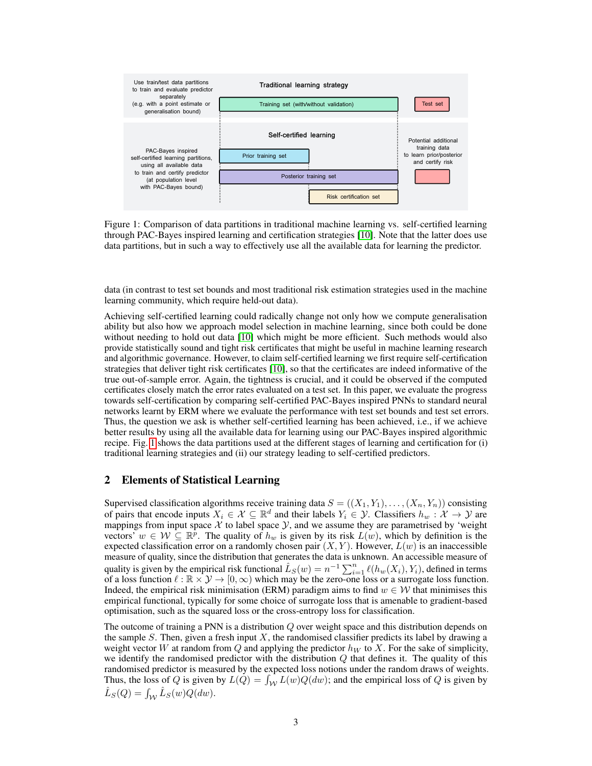Figure 1: Comparison of data partitions in traditional machine learning vs. self-certified learning through PAC-Bayes inspired learning and certification strategies [10]. Note that the latter does use data partitions, but in such a way to effectively use all the available data for learning the predictor.

data (in contrast to test set bounds and most traditional risk estimation strategies used in the machine learning community, which require held-out data).

Achieving self-certified learning could radically change not only how we compute generalisation ability but also how we approach model selection in machine learning, since both could be done without needing to hold out data [10] which might be more efficient. Such methods would also provide statistically sound and tight risk certificates that might be useful in machine learning research and algorithmic governance. However, to claim self-certified learning we first require self-certification strategies that deliver tight risk certificates [10], so that the certificates are indeed informative of the true out-of-sample error. Again, the tightness is crucial, and it could be observed if the computed certificates closely match the error rates evaluated on a test set. In this paper, we evaluate the progress towards self-certification by comparing self-certified PAC-Bayes inspired PNNs to standard neural networks learnt by ERM where we evaluate the performance with test set bounds and test set errors. Thus, the question we ask is whether self-certified learning has been achieved, i.e., if we achieve better results by using all the available data for learning using our PAC-Bayes inspired algorithmic recipe. Fig. 1 shows the data partitions used at the different stages of learning and certification for (i) traditional learning strategies and (ii) our strategy leading to self-certified predictors.

## 2 Elements of Statistical Learning

Supervised classification algorithms receive training data $S = ((X_1, Y_1), \ldots, (X_n, Y_n))$ consisting of pairs that encode inputs $X_i \in \mathcal{X} \subseteq \mathbb{R}^d$ and their labels $Y_i \in \mathcal{Y}$. Classifiers $h_w : \mathcal{X} \to \mathcal{Y}$ are mappings from input space $\mathcal{X}$ to label space $\mathcal{Y}$, and we assume they are parametrised by 'weight vectors' $w \in \mathcal{W} \subseteq \mathbb{R}^p$. The quality of $h_w$ is given by its risk $L(w)$, which by definition is the expected classification error on a randomly chosen pair $(X, Y)$. However, $L(w)$ is an inaccessible measure of quality, since the distribution that generates the data is unknown. An accessible measure of quality is given by the empirical risk functional $\hat{L}_S(w) = n^{-1} \sum_{i=1}^{n} \ell(h_w(X_i), Y_i)$, defined in terms of a loss function $\ell : \mathbb{R} \times \mathcal{Y} \to [0, \infty)$ which may be the zero-one loss or a surrogate loss function. Indeed, the empirical risk minimisation (ERM) paradigm aims to find $w \in \mathcal{W}$ that minimises this empirical functional, typically for some choice of surrogate loss that is amenable to gradient-based optimisation, such as the squared loss or the cross-entropy loss for classification.

The outcome of training a PNN is a distribution $Q$ over weight space and this distribution depends on the sample $S$. Then, given a fresh input $X$, the randomised classifier predicts its label by drawing a weight vector $W$ at random from $Q$ and applying the predictor $h_W$ to $X$. For the sake of simplicity, we identify the randomised predictor with the distribution $Q$ that defines it. The quality of this randomised predictor is measured by the expected loss notions under the random draws of weights. Thus, the loss of $Q$ is given by $L(Q) = \int_{\mathcal{W}} L(w) Q(dw)$; and the empirical loss of $Q$ is given by $\hat{L}_S(Q) = \int_{\mathcal{W}} \hat{L}_S(w) Q(dw)$.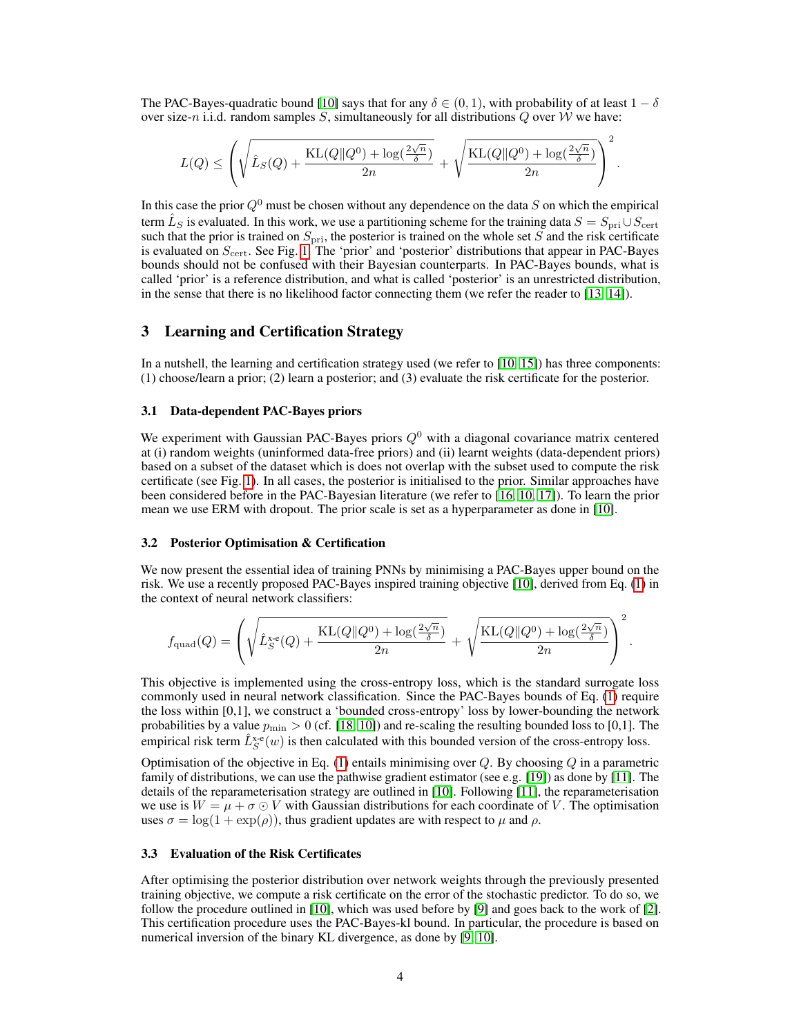The PAC-Bayes-quadratic bound [10] says that for any $\delta \in (0, 1)$, with probability of at least $1 - \delta$ over size-$n$ i.i.d. random samples $S$, simultaneously for all distributions $Q$ over $\mathcal{W}$ we have:

$$
L(Q) \leq \left( \sqrt{\hat{L}_S(Q) + \frac{\mathrm{KL}(Q \| Q^0) + \log(\frac{2\sqrt{n}}{\delta})}{2n}} + \sqrt{\frac{\mathrm{KL}(Q \| Q^0) + \log(\frac{2\sqrt{n}}{\delta})}{2n}} \right)^2 .
$$

In this case the prior $Q^0$ must be chosen without any dependence on the data $S$ on which the empirical term $\hat{L}_S$ is evaluated. In this work, we use a partitioning scheme for the training data $S = S_{\mathrm{pri}} \cup S_{\mathrm{cert}}$ such that the prior is trained on $S_{\mathrm{pri}}$, the posterior is trained on the whole set $S$ and the risk certificate is evaluated on $S_{\mathrm{cert}}$. See Fig. 1. The 'prior' and 'posterior' distributions that appear in PAC-Bayes bounds should not be confused with their Bayesian counterparts. In PAC-Bayes bounds, what is called 'prior' is a reference distribution, and what is called 'posterior' is an unrestricted distribution, in the sense that there is no likelihood factor connecting them (we refer the reader to [13, 14]).

## 3 Learning and Certification Strategy

In a nutshell, the learning and certification strategy used (we refer to [10, 15]) has three components: (1) choose/learn a prior; (2) learn a posterior; and (3) evaluate the risk certificate for the posterior.

### 3.1 Data-dependent PAC-Bayes priors

We experiment with Gaussian PAC-Bayes priors $Q^0$ with a diagonal covariance matrix centered at (i) random weights (uninformed data-free priors) and (ii) learnt weights (data-dependent priors) based on a subset of the dataset which is does not overlap with the subset used to compute the risk certificate (see Fig. 1). In all cases, the posterior is initialised to the prior. Similar approaches have been considered before in the PAC-Bayesian literature (we refer to [16, 10, 17]). To learn the prior mean we use ERM with dropout. The prior scale is set as a hyperparameter as done in [10].

### 3.2 Posterior Optimisation & Certification

We now present the essential idea of training PNNs by minimising a PAC-Bayes upper bound on the risk. We use a recently proposed PAC-Bayes inspired training objective [10], derived from Eq. (1) in the context of neural network classifiers:

$$
f_{\mathrm{quad}}(Q) = \left( \sqrt{\hat{L}^{\mathrm{x\text{-}e}}_S(Q) + \frac{\mathrm{KL}(Q \| Q^0) + \log(\frac{2\sqrt{n}}{\delta})}{2n}} + \sqrt{\frac{\mathrm{KL}(Q \| Q^0) + \log(\frac{2\sqrt{n}}{\delta})}{2n}} \right)^2 .
$$

This objective is implemented using the cross-entropy loss, which is the standard surrogate loss commonly used in neural network classification. Since the PAC-Bayes bounds of Eq. (1) require the loss within [0,1], we construct a 'bounded cross-entropy' loss by lower-bounding the network probabilities by a value $p_{\min} > 0$ (cf. [18, 10]) and re-scaling the resulting bounded loss to [0,1]. The empirical risk term $\hat{L}^{\mathrm{x\text{-}e}}_S(w)$ is then calculated with this bounded version of the cross-entropy loss.

Optimisation of the objective in Eq. (1) entails minimising over $Q$. By choosing $Q$ in a parametric family of distributions, we can use the pathwise gradient estimator (see e.g. [19]) as done by [11]. The details of the reparameterisation strategy are outlined in [10]. Following [11], the reparameterisation we use is $W = \mu + \sigma \odot V$ with Gaussian distributions for each coordinate of $V$. The optimisation uses $\sigma = \log(1 + \exp(\rho))$, thus gradient updates are with respect to $\mu$ and $\rho$.

### 3.3 Evaluation of the Risk Certificates

After optimising the posterior distribution over network weights through the previously presented training objective, we compute a risk certificate on the error of the stochastic predictor. To do so, we follow the procedure outlined in [10], which was used before by [9] and goes back to the work of [2]. This certification procedure uses the PAC-Bayes-kl bound. In particular, the procedure is based on numerical inversion of the binary KL divergence, as done by [9, 10].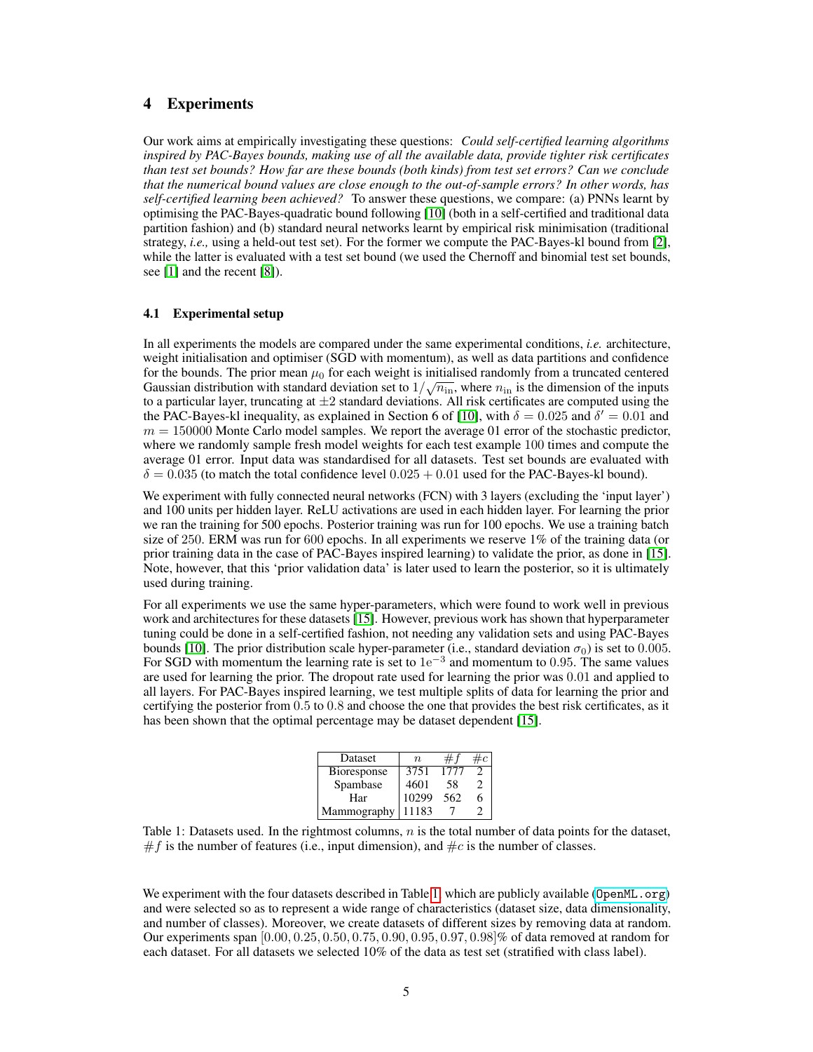## 4 Experiments

Our work aims at empirically investigating these questions: *Could self-certified learning algorithms inspired by PAC-Bayes bounds, making use of all the available data, provide tighter risk certificates than test set bounds? How far are these bounds (both kinds) from test set errors? Can we conclude that the numerical bound values are close enough to the out-of-sample errors? In other words, has self-certified learning been achieved?* To answer these questions, we compare: (a) PNNs learnt by optimising the PAC-Bayes-quadratic bound following [10] (both in a self-certified and traditional data partition fashion) and (b) standard neural networks learnt by empirical risk minimisation (traditional strategy, *i.e.,* using a held-out test set). For the former we compute the PAC-Bayes-kl bound from [2], while the latter is evaluated with a test set bound (we used the Chernoff and binomial test set bounds, see [1] and the recent [8]).

### 4.1 Experimental setup

In all experiments the models are compared under the same experimental conditions, *i.e.* architecture, weight initialisation and optimiser (SGD with momentum), as well as data partitions and confidence for the bounds. The prior mean $\mu_0$ for each weight is initialised randomly from a truncated centered Gaussian distribution with standard deviation set to $1/\sqrt{n_{\text{in}}}$, where $n_{\text{in}}$ is the dimension of the inputs to a particular layer, truncating at $\pm 2$ standard deviations. All risk certificates are computed using the the PAC-Bayes-kl inequality, as explained in Section 6 of [10], with $\delta = 0.025$ and $\delta' = 0.01$ and $m = 150000$ Monte Carlo model samples. We report the average 01 error of the stochastic predictor, where we randomly sample fresh model weights for each test example 100 times and compute the average 01 error. Input data was standardised for all datasets. Test set bounds are evaluated with $\delta = 0.035$ (to match the total confidence level $0.025 + 0.01$ used for the PAC-Bayes-kl bound).

We experiment with fully connected neural networks (FCN) with 3 layers (excluding the 'input layer') and 100 units per hidden layer. ReLU activations are used in each hidden layer. For learning the prior we ran the training for 500 epochs. Posterior training was run for 100 epochs. We use a training batch size of 250. ERM was run for 600 epochs. In all experiments we reserve 1% of the training data (or prior training data in the case of PAC-Bayes inspired learning) to validate the prior, as done in [15]. Note, however, that this 'prior validation data' is later used to learn the posterior, so it is ultimately used during training.

For all experiments we use the same hyper-parameters, which were found to work well in previous work and architectures for these datasets [15]. However, previous work has shown that hyperparameter tuning could be done in a self-certified fashion, not needing any validation sets and using PAC-Bayes bounds [10]. The prior distribution scale hyper-parameter (i.e., standard deviation $\sigma_0$) is set to $0.005$. For SGD with momentum the learning rate is set to $1\text{e}^{-3}$ and momentum to $0.95$. The same values are used for learning the prior. The dropout rate used for learning the prior was $0.01$ and applied to all layers. For PAC-Bayes inspired learning, we test multiple splits of data for learning the prior and certifying the posterior from $0.5$ to $0.8$ and choose the one that provides the best risk certificates, as it has been shown that the optimal percentage may be dataset dependent [15].

| Dataset | $n$ | $\#f$ | $\#c$ |
|---|---|---|---|
| Bioresponse | 3751 | 1777 | 2 |
| Spambase | 4601 | 58 | 2 |
| Har | 10299 | 562 | 6 |
| Mammography | 11183 | 7 | 2 |

Table 1: Datasets used. In the rightmost columns, $n$ is the total number of data points for the dataset, $\#f$ is the number of features (i.e., input dimension), and $\#c$ is the number of classes.

We experiment with the four datasets described in Table 1, which are publicly available (`OpenML.org`) and were selected so as to represent a wide range of characteristics (dataset size, data dimensionality, and number of classes). Moreover, we create datasets of different sizes by removing data at random. Our experiments span $[0.00, 0.25, 0.50, 0.75, 0.90, 0.95, 0.97, 0.98]$% of data removed at random for each dataset. For all datasets we selected 10% of the data as test set (stratified with class label).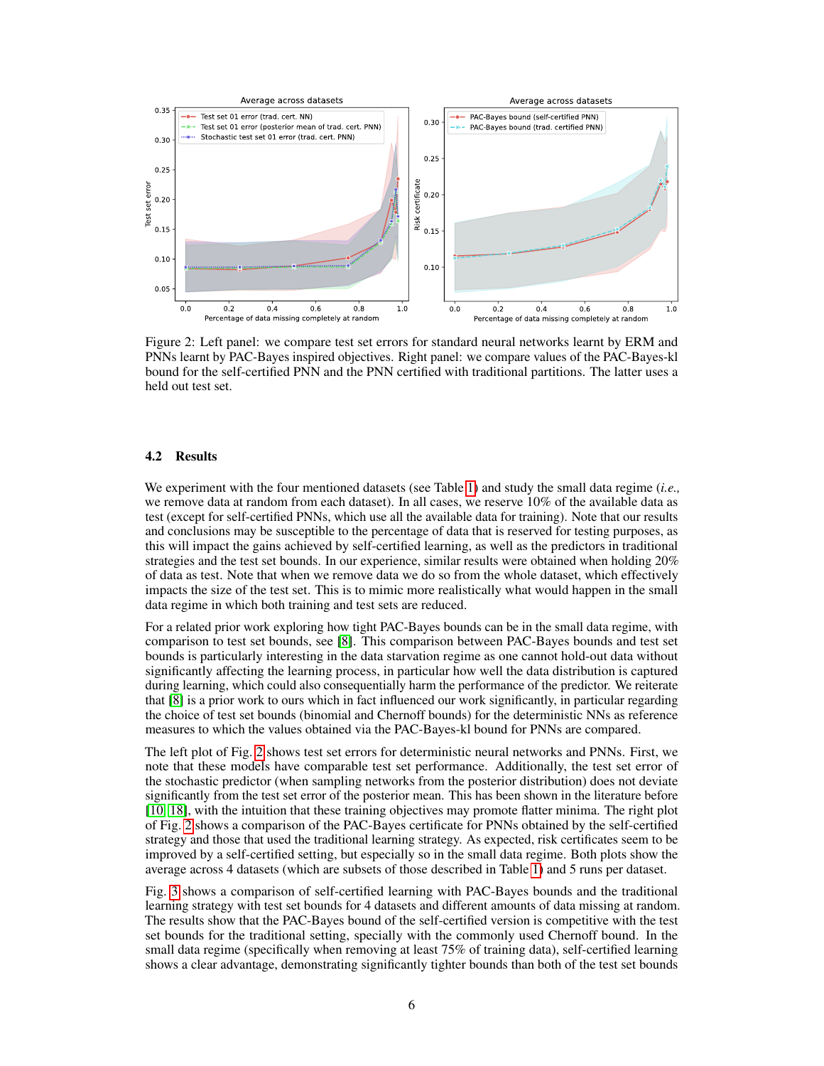Figure 2: Left panel: we compare test set errors for standard neural networks learnt by ERM and PNNs learnt by PAC-Bayes inspired objectives. Right panel: we compare values of the PAC-Bayes-kl bound for the self-certified PNN and the PNN certified with traditional partitions. The latter uses a held out test set.

### 4.2 Results

We experiment with the four mentioned datasets (see Table 1) and study the small data regime (*i.e.,* we remove data at random from each dataset). In all cases, we reserve 10% of the available data as test (except for self-certified PNNs, which use all the available data for training). Note that our results and conclusions may be susceptible to the percentage of data that is reserved for testing purposes, as this will impact the gains achieved by self-certified learning, as well as the predictors in traditional strategies and the test set bounds. In our experience, similar results were obtained when holding 20% of data as test. Note that when we remove data we do so from the whole dataset, which effectively impacts the size of the test set. This is to mimic more realistically what would happen in the small data regime in which both training and test sets are reduced.

For a related prior work exploring how tight PAC-Bayes bounds can be in the small data regime, with comparison to test set bounds, see [8]. This comparison between PAC-Bayes bounds and test set bounds is particularly interesting in the data starvation regime as one cannot hold-out data without significantly affecting the learning process, in particular how well the data distribution is captured during learning, which could also consequentially harm the performance of the predictor. We reiterate that [8] is a prior work to ours which in fact influenced our work significantly, in particular regarding the choice of test set bounds (binomial and Chernoff bounds) for the deterministic NNs as reference measures to which the values obtained via the PAC-Bayes-kl bound for PNNs are compared.

The left plot of Fig. 2 shows test set errors for deterministic neural networks and PNNs. First, we note that these models have comparable test set performance. Additionally, the test set error of the stochastic predictor (when sampling networks from the posterior distribution) does not deviate significantly from the test set error of the posterior mean. This has been shown in the literature before [10, 18], with the intuition that these training objectives may promote flatter minima. The right plot of Fig. 2 shows a comparison of the PAC-Bayes certificate for PNNs obtained by the self-certified strategy and those that used the traditional learning strategy. As expected, risk certificates seem to be improved by a self-certified setting, but especially so in the small data regime. Both plots show the average across 4 datasets (which are subsets of those described in Table 1) and 5 runs per dataset.

Fig. 3 shows a comparison of self-certified learning with PAC-Bayes bounds and the traditional learning strategy with test set bounds for 4 datasets and different amounts of data missing at random. The results show that the PAC-Bayes bound of the self-certified version is competitive with the test set bounds for the traditional setting, specially with the commonly used Chernoff bound. In the small data regime (specifically when removing at least 75% of training data), self-certified learning shows a clear advantage, demonstrating significantly tighter bounds than both of the test set bounds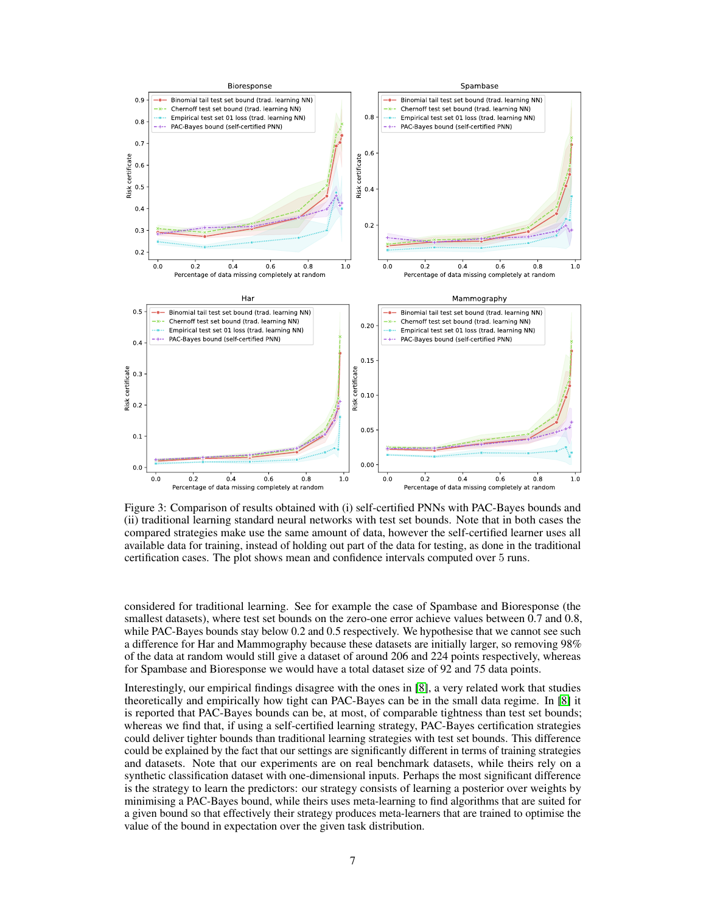Figure 3: Comparison of results obtained with (i) self-certified PNNs with PAC-Bayes bounds and (ii) traditional learning standard neural networks with test set bounds. Note that in both cases the compared strategies make use the same amount of data, however the self-certified learner uses all available data for training, instead of holding out part of the data for testing, as done in the traditional certification cases. The plot shows mean and confidence intervals computed over 5 runs.

considered for traditional learning. See for example the case of Spambase and Bioresponse (the smallest datasets), where test set bounds on the zero-one error achieve values between 0.7 and 0.8, while PAC-Bayes bounds stay below 0.2 and 0.5 respectively. We hypothesise that we cannot see such a difference for Har and Mammography because these datasets are initially larger, so removing 98% of the data at random would still give a dataset of around 206 and 224 points respectively, whereas for Spambase and Bioresponse we would have a total dataset size of 92 and 75 data points.

Interestingly, our empirical findings disagree with the ones in [8], a very related work that studies theoretically and empirically how tight can PAC-Bayes can be in the small data regime. In [8] it is reported that PAC-Bayes bounds can be, at most, of comparable tightness than test set bounds; whereas we find that, if using a self-certified learning strategy, PAC-Bayes certification strategies could deliver tighter bounds than traditional learning strategies with test set bounds. This difference could be explained by the fact that our settings are significantly different in terms of training strategies and datasets. Note that our experiments are on real benchmark datasets, while theirs rely on a synthetic classification dataset with one-dimensional inputs. Perhaps the most significant difference is the strategy to learn the predictors: our strategy consists of learning a posterior over weights by minimising a PAC-Bayes bound, while theirs uses meta-learning to find algorithms that are suited for a given bound so that effectively their strategy produces meta-learners that are trained to optimise the value of the bound in expectation over the given task distribution.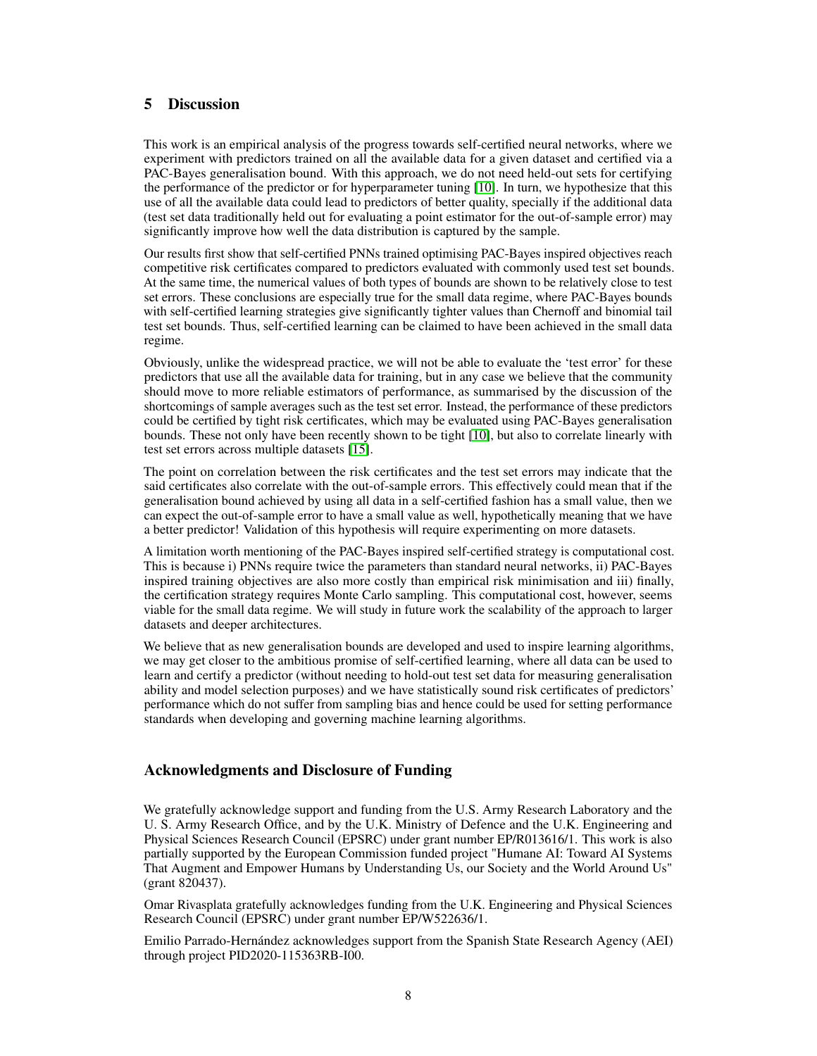## 5 Discussion

This work is an empirical analysis of the progress towards self-certified neural networks, where we experiment with predictors trained on all the available data for a given dataset and certified via a PAC-Bayes generalisation bound. With this approach, we do not need held-out sets for certifying the performance of the predictor or for hyperparameter tuning [10]. In turn, we hypothesize that this use of all the available data could lead to predictors of better quality, specially if the additional data (test set data traditionally held out for evaluating a point estimator for the out-of-sample error) may significantly improve how well the data distribution is captured by the sample.

Our results first show that self-certified PNNs trained optimising PAC-Bayes inspired objectives reach competitive risk certificates compared to predictors evaluated with commonly used test set bounds. At the same time, the numerical values of both types of bounds are shown to be relatively close to test set errors. These conclusions are especially true for the small data regime, where PAC-Bayes bounds with self-certified learning strategies give significantly tighter values than Chernoff and binomial tail test set bounds. Thus, self-certified learning can be claimed to have been achieved in the small data regime.

Obviously, unlike the widespread practice, we will not be able to evaluate the 'test error' for these predictors that use all the available data for training, but in any case we believe that the community should move to more reliable estimators of performance, as summarised by the discussion of the shortcomings of sample averages such as the test set error. Instead, the performance of these predictors could be certified by tight risk certificates, which may be evaluated using PAC-Bayes generalisation bounds. These not only have been recently shown to be tight [10], but also to correlate linearly with test set errors across multiple datasets [15].

The point on correlation between the risk certificates and the test set errors may indicate that the said certificates also correlate with the out-of-sample errors. This effectively could mean that if the generalisation bound achieved by using all data in a self-certified fashion has a small value, then we can expect the out-of-sample error to have a small value as well, hypothetically meaning that we have a better predictor! Validation of this hypothesis will require experimenting on more datasets.

A limitation worth mentioning of the PAC-Bayes inspired self-certified strategy is computational cost. This is because i) PNNs require twice the parameters than standard neural networks, ii) PAC-Bayes inspired training objectives are also more costly than empirical risk minimisation and iii) finally, the certification strategy requires Monte Carlo sampling. This computational cost, however, seems viable for the small data regime. We will study in future work the scalability of the approach to larger datasets and deeper architectures.

We believe that as new generalisation bounds are developed and used to inspire learning algorithms, we may get closer to the ambitious promise of self-certified learning, where all data can be used to learn and certify a predictor (without needing to hold-out test set data for measuring generalisation ability and model selection purposes) and we have statistically sound risk certificates of predictors' performance which do not suffer from sampling bias and hence could be used for setting performance standards when developing and governing machine learning algorithms.

## Acknowledgments and Disclosure of Funding

We gratefully acknowledge support and funding from the U.S. Army Research Laboratory and the U. S. Army Research Office, and by the U.K. Ministry of Defence and the U.K. Engineering and Physical Sciences Research Council (EPSRC) under grant number EP/R013616/1. This work is also partially supported by the European Commission funded project "Humane AI: Toward AI Systems That Augment and Empower Humans by Understanding Us, our Society and the World Around Us" (grant 820437).

Omar Rivasplata gratefully acknowledges funding from the U.K. Engineering and Physical Sciences Research Council (EPSRC) under grant number EP/W522636/1.

Emilio Parrado-Hernández acknowledges support from the Spanish State Research Agency (AEI) through project PID2020-115363RB-I00.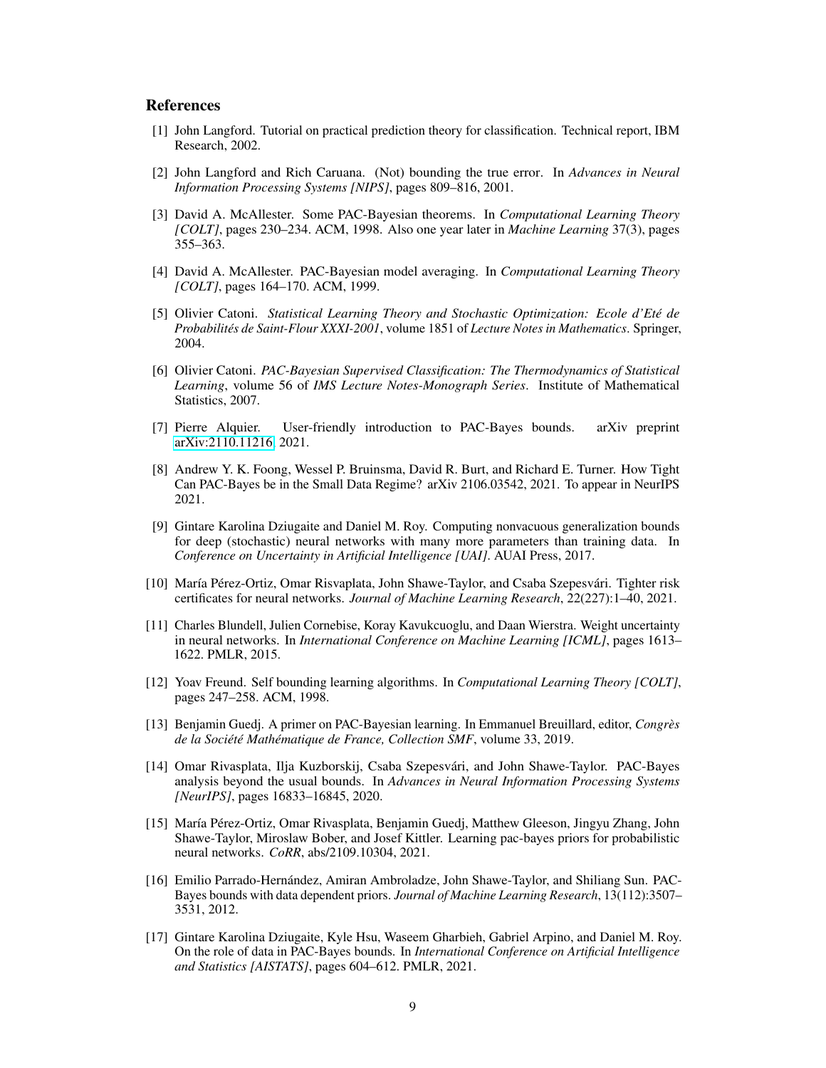## References

[1] John Langford. Tutorial on practical prediction theory for classification. Technical report, IBM Research, 2002.

[2] John Langford and Rich Caruana. (Not) bounding the true error. In *Advances in Neural Information Processing Systems [NIPS]*, pages 809–816, 2001.

[3] David A. McAllester. Some PAC-Bayesian theorems. In *Computational Learning Theory [COLT]*, pages 230–234. ACM, 1998. Also one year later in *Machine Learning* 37(3), pages 355–363.

[4] David A. McAllester. PAC-Bayesian model averaging. In *Computational Learning Theory [COLT]*, pages 164–170. ACM, 1999.

[5] Olivier Catoni. *Statistical Learning Theory and Stochastic Optimization: Ecole d'Eté de Probabilités de Saint-Flour XXXI-2001*, volume 1851 of *Lecture Notes in Mathematics*. Springer, 2004.

[6] Olivier Catoni. *PAC-Bayesian Supervised Classification: The Thermodynamics of Statistical Learning*, volume 56 of *IMS Lecture Notes-Monograph Series*. Institute of Mathematical Statistics, 2007.

[7] Pierre Alquier. User-friendly introduction to PAC-Bayes bounds. arXiv preprint arXiv:2110.11216, 2021.

[8] Andrew Y. K. Foong, Wessel P. Bruinsma, David R. Burt, and Richard E. Turner. How Tight Can PAC-Bayes be in the Small Data Regime? arXiv 2106.03542, 2021. To appear in NeurIPS 2021.

[9] Gintare Karolina Dziugaite and Daniel M. Roy. Computing nonvacuous generalization bounds for deep (stochastic) neural networks with many more parameters than training data. In *Conference on Uncertainty in Artificial Intelligence [UAI]*. AUAI Press, 2017.

[10] María Pérez-Ortiz, Omar Risvaplata, John Shawe-Taylor, and Csaba Szepesvári. Tighter risk certificates for neural networks. *Journal of Machine Learning Research*, 22(227):1–40, 2021.

[11] Charles Blundell, Julien Cornebise, Koray Kavukcuoglu, and Daan Wierstra. Weight uncertainty in neural networks. In *International Conference on Machine Learning [ICML]*, pages 1613–1622. PMLR, 2015.

[12] Yoav Freund. Self bounding learning algorithms. In *Computational Learning Theory [COLT]*, pages 247–258. ACM, 1998.

[13] Benjamin Guedj. A primer on PAC-Bayesian learning. In Emmanuel Breuillard, editor, *Congrès de la Société Mathématique de France, Collection SMF*, volume 33, 2019.

[14] Omar Rivasplata, Ilja Kuzborskij, Csaba Szepesvári, and John Shawe-Taylor. PAC-Bayes analysis beyond the usual bounds. In *Advances in Neural Information Processing Systems [NeurIPS]*, pages 16833–16845, 2020.

[15] María Pérez-Ortiz, Omar Rivasplata, Benjamin Guedj, Matthew Gleeson, Jingyu Zhang, John Shawe-Taylor, Miroslaw Bober, and Josef Kittler. Learning pac-bayes priors for probabilistic neural networks. *CoRR*, abs/2109.10304, 2021.

[16] Emilio Parrado-Hernández, Amiran Ambroladze, John Shawe-Taylor, and Shiliang Sun. PAC-Bayes bounds with data dependent priors. *Journal of Machine Learning Research*, 13(112):3507–3531, 2012.

[17] Gintare Karolina Dziugaite, Kyle Hsu, Waseem Gharbieh, Gabriel Arpino, and Daniel M. Roy. On the role of data in PAC-Bayes bounds. In *International Conference on Artificial Intelligence and Statistics [AISTATS]*, pages 604–612. PMLR, 2021.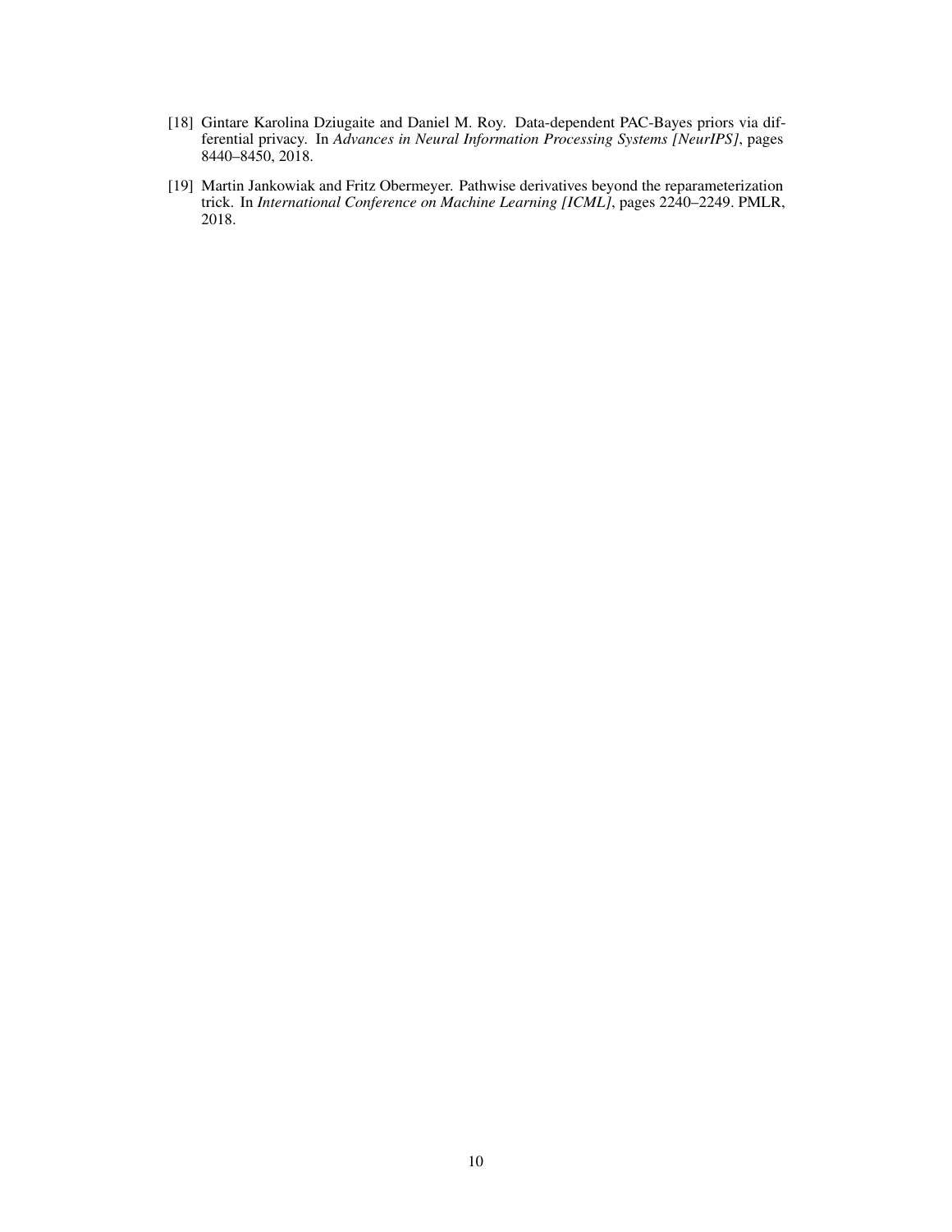[18] Gintare Karolina Dziugaite and Daniel M. Roy. Data-dependent PAC-Bayes priors via differential privacy. In *Advances in Neural Information Processing Systems [NeurIPS]*, pages 8440–8450, 2018.

[19] Martin Jankowiak and Fritz Obermeyer. Pathwise derivatives beyond the reparameterization trick. In *International Conference on Machine Learning [ICML]*, pages 2240–2249. PMLR, 2018.